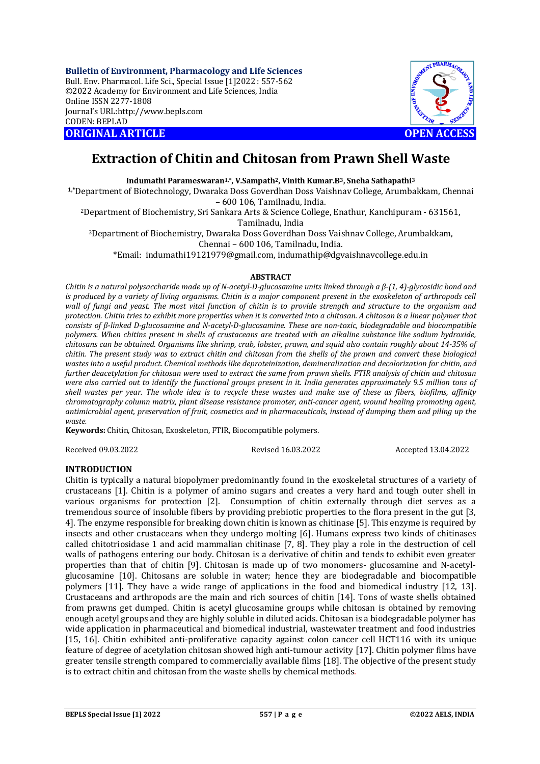# Extraction of Chitin and Chitosan from Prawn Shell Waste

**Indumathi Parameswaran[1,*], V.Sampath[2], Vinith Kumar.B[3], Sneha Sathapathi[3]**

[1,*]Department of Biotechnology, Dwaraka Doss Goverdhan Doss Vaishnav College, Arumbakkam, Chennai – 600 106, Tamilnadu, India.

[2]Department of Biochemistry, Sri Sankara Arts & Science College, Enathur, Kanchipuram - 631561, Tamilnadu, India

[3]Department of Biochemistry, Dwaraka Doss Goverdhan Doss Vaishnav College, Arumbakkam, Chennai – 600 106, Tamilnadu, India.

*Email: indumathi19121979@gmail.com, indumathip@dgvaishnavcollege.edu.in

## ABSTRACT

*Chitin is a natural polysaccharide made up of N-acetyl-D-glucosamine units linked through a β-(1, 4)-glycosidic bond and is produced by a variety of living organisms. Chitin is a major component present in the exoskeleton of arthropods cell wall of fungi and yeast. The most vital function of chitin is to provide strength and structure to the organism and protection. Chitin tries to exhibit more properties when it is converted into a chitosan. A chitosan is a linear polymer that consists of β-linked D-glucosamine and N-acetyl-D-glucosamine. These are non-toxic, biodegradable and biocompatible polymers. When chitins present in shells of crustaceans are treated with an alkaline substance like sodium hydroxide, chitosans can be obtained. Organisms like shrimp, crab, lobster, prawn, and squid also contain roughly about 14-35% of chitin. The present study was to extract chitin and chitosan from the shells of the prawn and convert these biological wastes into a useful product. Chemical methods like deproteinization, demineralization and decolorization for chitin, and further deacetylation for chitosan were used to extract the same from prawn shells. FTIR analysis of chitin and chitosan were also carried out to identify the functional groups present in it. India generates approximately 9.5 million tons of shell wastes per year. The whole idea is to recycle these wastes and make use of these as fibers, biofilms, affinity chromatography column matrix, plant disease resistance promoter, anti-cancer agent, wound healing promoting agent, antimicrobial agent, preservation of fruit, cosmetics and in pharmaceuticals, instead of dumping them and piling up the waste.*

**Keywords:** Chitin, Chitosan, Exoskeleton, FTIR, Biocompatible polymers.

Received 09.03.2022 Revised 16.03.2022 Accepted 13.04.2022

## INTRODUCTION

Chitin is typically a natural biopolymer predominantly found in the exoskeletal structures of a variety of crustaceans [1]. Chitin is a polymer of amino sugars and creates a very hard and tough outer shell in various organisms for protection [2]. Consumption of chitin externally through diet serves as a tremendous source of insoluble fibers by providing prebiotic properties to the flora present in the gut [3, 4]. The enzyme responsible for breaking down chitin is known as chitinase [5]. This enzyme is required by insects and other crustaceans when they undergo molting [6]. Humans express two kinds of chitinases called chitotriosidase 1 and acid mammalian chitinase [7, 8]. They play a role in the destruction of cell walls of pathogens entering our body. Chitosan is a derivative of chitin and tends to exhibit even greater properties than that of chitin [9]. Chitosan is made up of two monomers- glucosamine and N-acetyl-glucosamine [10]. Chitosans are soluble in water; hence they are biodegradable and biocompatible polymers [11]. They have a wide range of applications in the food and biomedical industry [12, 13]. Crustaceans and arthropods are the main and rich sources of chitin [14]. Tons of waste shells obtained from prawns get dumped. Chitin is acetyl glucosamine groups while chitosan is obtained by removing enough acetyl groups and they are highly soluble in diluted acids. Chitosan is a biodegradable polymer has wide application in pharmaceutical and biomedical industrial, wastewater treatment and food industries [15, 16]. Chitin exhibited anti-proliferative capacity against colon cancer cell HCT116 with its unique feature of degree of acetylation chitosan showed high anti-tumour activity [17]. Chitin polymer films have greater tensile strength compared to commercially available films [18]. The objective of the present study is to extract chitin and chitosan from the waste shells by chemical methods.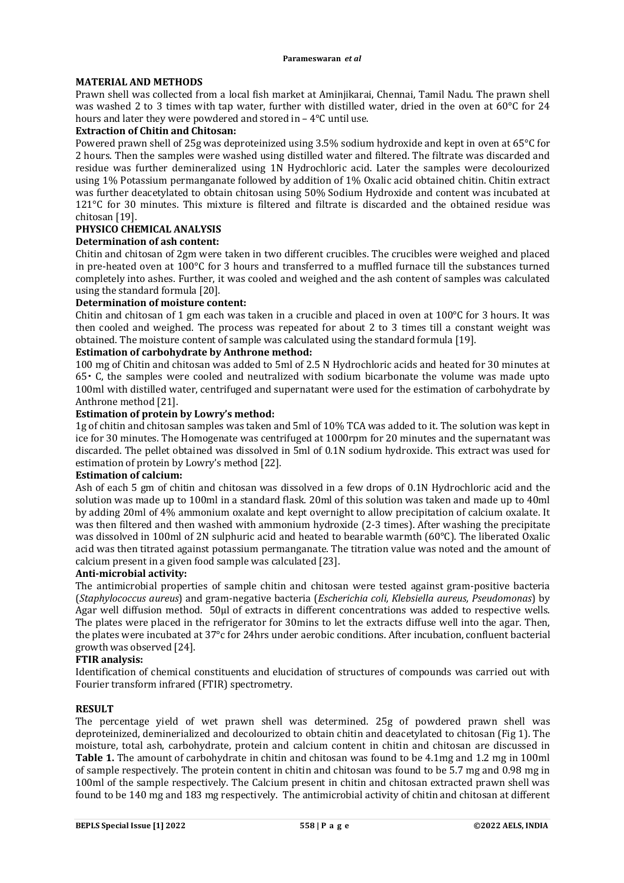## MATERIAL AND METHODS

Prawn shell was collected from a local fish market at Aminjikarai, Chennai, Tamil Nadu. The prawn shell was washed 2 to 3 times with tap water, further with distilled water, dried in the oven at 60°C for 24 hours and later they were powdered and stored in – 4°C until use.

### Extraction of Chitin and Chitosan:

Powered prawn shell of 25g was deproteinized using 3.5% sodium hydroxide and kept in oven at 65°C for 2 hours. Then the samples were washed using distilled water and filtered. The filtrate was discarded and residue was further demineralized using 1N Hydrochloric acid. Later the samples were decolourized using 1% Potassium permanganate followed by addition of 1% Oxalic acid obtained chitin. Chitin extract was further deacetylated to obtain chitosan using 50% Sodium Hydroxide and content was incubated at 121°C for 30 minutes. This mixture is filtered and filtrate is discarded and the obtained residue was chitosan [19].

## PHYSICO CHEMICAL ANALYSIS

### Determination of ash content:

Chitin and chitosan of 2gm were taken in two different crucibles. The crucibles were weighed and placed in pre-heated oven at 100°C for 3 hours and transferred to a muffled furnace till the substances turned completely into ashes. Further, it was cooled and weighed and the ash content of samples was calculated using the standard formula [20].

### Determination of moisture content:

Chitin and chitosan of 1 gm each was taken in a crucible and placed in oven at 100°C for 3 hours. It was then cooled and weighed. The process was repeated for about 2 to 3 times till a constant weight was obtained. The moisture content of sample was calculated using the standard formula [19].

### Estimation of carbohydrate by Anthrone method:

100 mg of Chitin and chitosan was added to 5ml of 2.5 N Hydrochloric acids and heated for 30 minutes at 65 · C, the samples were cooled and neutralized with sodium bicarbonate the volume was made upto 100ml with distilled water, centrifuged and supernatant were used for the estimation of carbohydrate by Anthrone method [21].

### Estimation of protein by Lowry's method:

1g of chitin and chitosan samples was taken and 5ml of 10% TCA was added to it. The solution was kept in ice for 30 minutes. The Homogenate was centrifuged at 1000rpm for 20 minutes and the supernatant was discarded. The pellet obtained was dissolved in 5ml of 0.1N sodium hydroxide. This extract was used for estimation of protein by Lowry's method [22].

### Estimation of calcium:

Ash of each 5 gm of chitin and chitosan was dissolved in a few drops of 0.1N Hydrochloric acid and the solution was made up to 100ml in a standard flask. 20ml of this solution was taken and made up to 40ml by adding 20ml of 4% ammonium oxalate and kept overnight to allow precipitation of calcium oxalate. It was then filtered and then washed with ammonium hydroxide (2-3 times). After washing the precipitate was dissolved in 100ml of 2N sulphuric acid and heated to bearable warmth (60°C). The liberated Oxalic acid was then titrated against potassium permanganate. The titration value was noted and the amount of calcium present in a given food sample was calculated [23].

### Anti-microbial activity:

The antimicrobial properties of sample chitin and chitosan were tested against gram-positive bacteria (*Staphylococcus aureus*) and gram-negative bacteria (*Escherichia coli, Klebsiella aureus, Pseudomonas*) by Agar well diffusion method. 50µl of extracts in different concentrations was added to respective wells. The plates were placed in the refrigerator for 30mins to let the extracts diffuse well into the agar. Then, the plates were incubated at 37°c for 24hrs under aerobic conditions. After incubation, confluent bacterial growth was observed [24].

### FTIR analysis:

Identification of chemical constituents and elucidation of structures of compounds was carried out with Fourier transform infrared (FTIR) spectrometry.

## RESULT

The percentage yield of wet prawn shell was determined. 25g of powdered prawn shell was deproteinized, deminerialized and decolourized to obtain chitin and deacetylated to chitosan (Fig 1). The moisture, total ash, carbohydrate, protein and calcium content in chitin and chitosan are discussed in **Table 1.** The amount of carbohydrate in chitin and chitosan was found to be 4.1mg and 1.2 mg in 100ml of sample respectively. The protein content in chitin and chitosan was found to be 5.7 mg and 0.98 mg in 100ml of the sample respectively. The Calcium present in chitin and chitosan extracted prawn shell was found to be 140 mg and 183 mg respectively. The antimicrobial activity of chitin and chitosan at different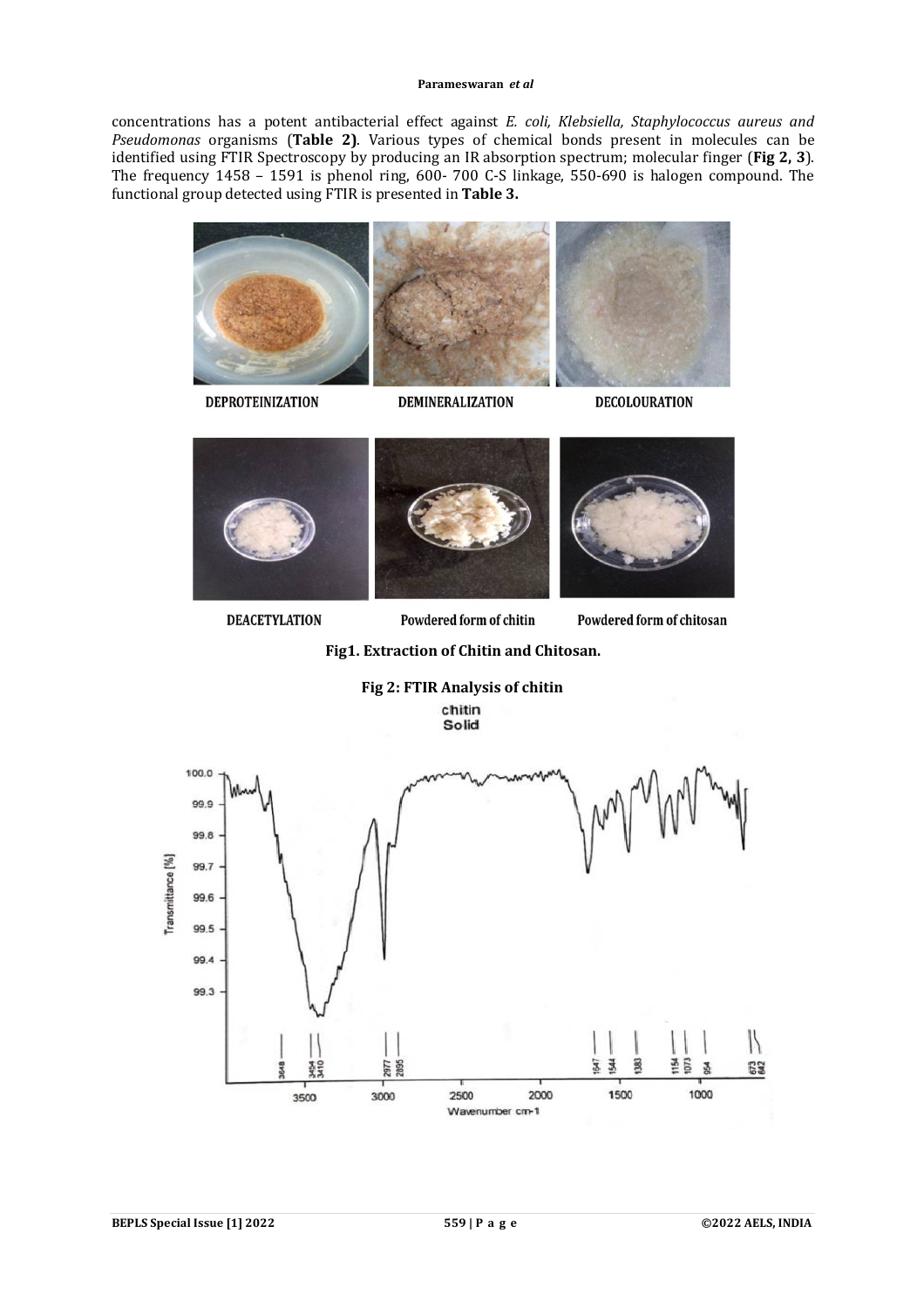concentrations has a potent antibacterial effect against *E. coli, Klebsiella, Staphylococcus aureus and Pseudomonas* organisms (**Table 2)**. Various types of chemical bonds present in molecules can be identified using FTIR Spectroscopy by producing an IR absorption spectrum; molecular finger (**Fig 2, 3**). The frequency 1458 – 1591 is phenol ring, 600- 700 C-S linkage, 550-690 is halogen compound. The functional group detected using FTIR is presented in **Table 3.**

DEPROTEINIZATION DEMINERALIZATION DECOLOURATION

DEACETYLATION Powdered form of chitin Powdered form of chitosan

**Fig1. Extraction of Chitin and Chitosan.**

**Fig 2: FTIR Analysis of chitin**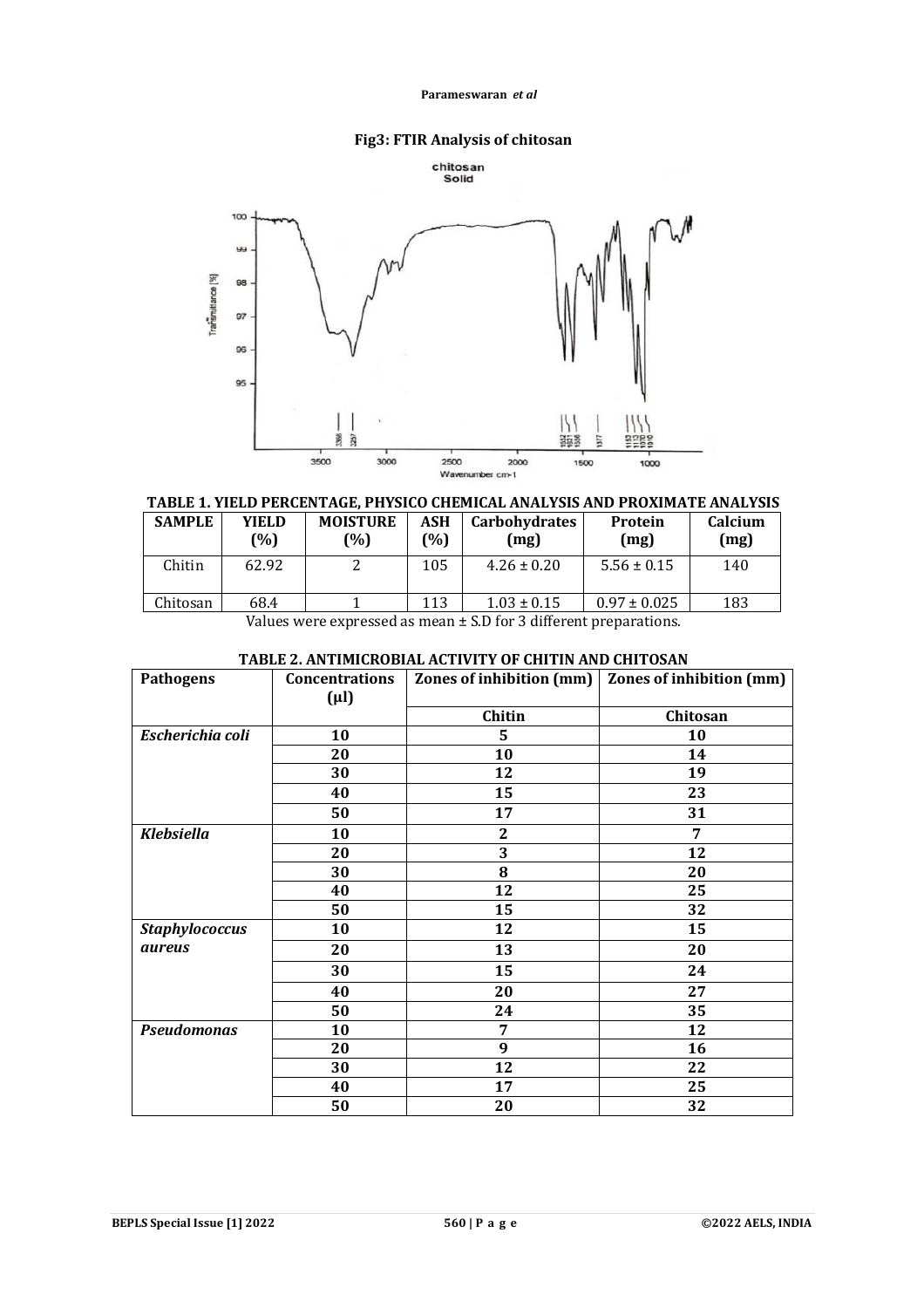**Fig3: FTIR Analysis of chitosan**

**TABLE 1. YIELD PERCENTAGE, PHYSICO CHEMICAL ANALYSIS AND PROXIMATE ANALYSIS**

| SAMPLE | YIELD (%) | MOISTURE (%) | ASH (%) | Carbohydrates (mg) | Protein (mg) | Calcium (mg) |
|---|---|---|---|---|---|---|
| Chitin | 62.92 | 2 | 105 | 4.26 ± 0.20 | 5.56 ± 0.15 | 140 |
| Chitosan | 68.4 | 1 | 113 | 1.03 ± 0.15 | 0.97 ± 0.025 | 183 |

Values were expressed as mean ± S.D for 3 different preparations.

**TABLE 2. ANTIMICROBIAL ACTIVITY OF CHITIN AND CHITOSAN**

| Pathogens | Concentrations (µl) | Zones of inhibition (mm) | Zones of inhibition (mm) |
|---|---|---|---|
| | | **Chitin** | **Chitosan** |
| *Escherichia coli* | 10 | 5 | 10 |
| | 20 | 10 | 14 |
| | 30 | 12 | 19 |
| | 40 | 15 | 23 |
| | 50 | 17 | 31 |
| *Klebsiella* | 10 | 2 | 7 |
| | 20 | 3 | 12 |
| | 30 | 8 | 20 |
| | 40 | 12 | 25 |
| | 50 | 15 | 32 |
| *Staphylococcus aureus* | 10 | 12 | 15 |
| | 20 | 13 | 20 |
| | 30 | 15 | 24 |
| | 40 | 20 | 27 |
| | 50 | 24 | 35 |
| *Pseudomonas* | 10 | 7 | 12 |
| | 20 | 9 | 16 |
| | 30 | 12 | 22 |
| | 40 | 17 | 25 |
| | 50 | 20 | 32 |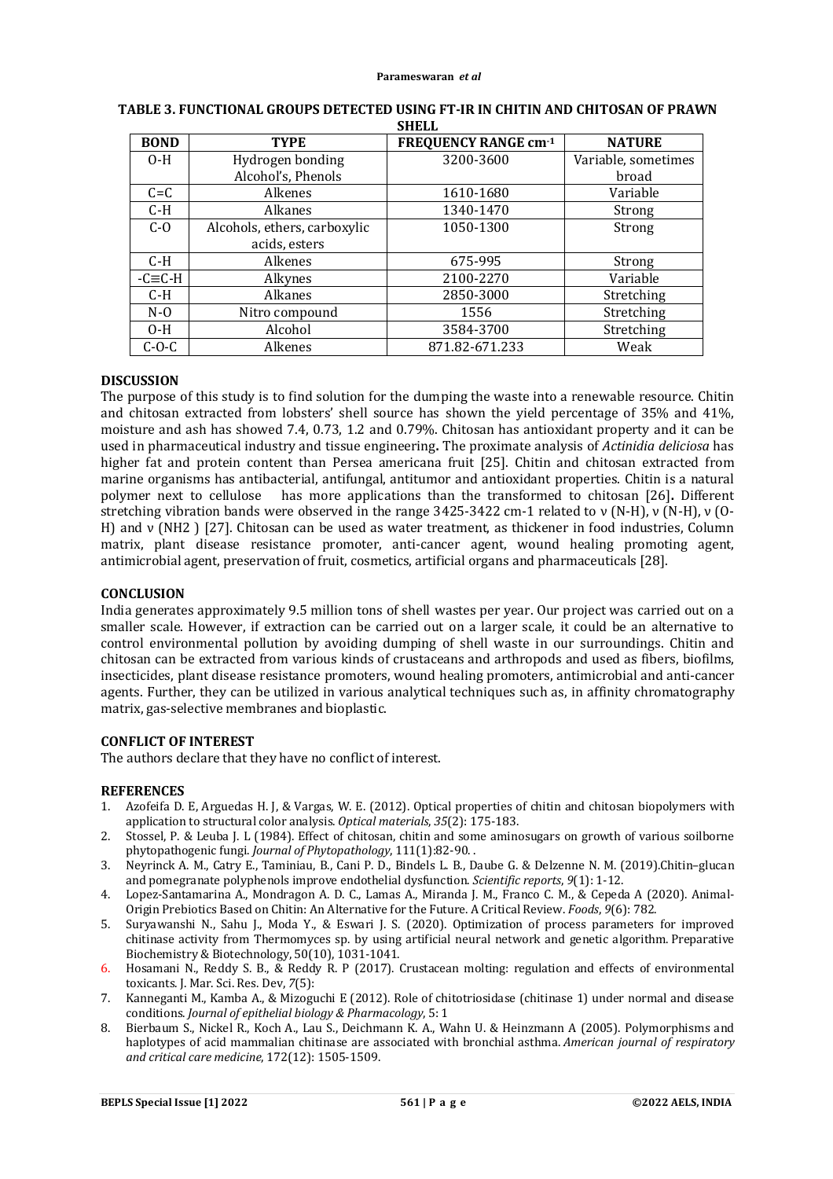**TABLE 3. FUNCTIONAL GROUPS DETECTED USING FT-IR IN CHITIN AND CHITOSAN OF PRAWN SHELL**

| BOND | TYPE | FREQUENCY RANGE $cm^{-1}$ | NATURE |
|---|---|---|---|
| O-H | Hydrogen bonding Alcohol's, Phenols | 3200-3600 | Variable, sometimes broad |
| C=C | Alkenes | 1610-1680 | Variable |
| C-H | Alkanes | 1340-1470 | Strong |
| C-O | Alcohols, ethers, carboxylic acids, esters | 1050-1300 | Strong |
| C-H | Alkenes | 675-995 | Strong |
| -C≡C-H | Alkynes | 2100-2270 | Variable |
| C-H | Alkanes | 2850-3000 | Stretching |
| N-O | Nitro compound | 1556 | Stretching |
| O-H | Alcohol | 3584-3700 | Stretching |
| C-O-C | Alkenes | 871.82-671.233 | Weak |

## DISCUSSION

The purpose of this study is to find solution for the dumping the waste into a renewable resource. Chitin and chitosan extracted from lobsters' shell source has shown the yield percentage of 35% and 41%, moisture and ash has showed 7.4, 0.73, 1.2 and 0.79%. Chitosan has antioxidant property and it can be used in pharmaceutical industry and tissue engineering**.** The proximate analysis of *Actinidia deliciosa* has higher fat and protein content than Persea americana fruit [25]. Chitin and chitosan extracted from marine organisms has antibacterial, antifungal, antitumor and antioxidant properties. Chitin is a natural polymer next to cellulose has more applications than the transformed to chitosan [26]**.** Different stretching vibration bands were observed in the range 3425-3422 cm-1 related to ν (N-H), ν (N-H), ν (O-H) and ν (NH2 ) [27]. Chitosan can be used as water treatment, as thickener in food industries, Column matrix, plant disease resistance promoter, anti-cancer agent, wound healing promoting agent, antimicrobial agent, preservation of fruit, cosmetics, artificial organs and pharmaceuticals [28].

## CONCLUSION

India generates approximately 9.5 million tons of shell wastes per year. Our project was carried out on a smaller scale. However, if extraction can be carried out on a larger scale, it could be an alternative to control environmental pollution by avoiding dumping of shell waste in our surroundings. Chitin and chitosan can be extracted from various kinds of crustaceans and arthropods and used as fibers, biofilms, insecticides, plant disease resistance promoters, wound healing promoters, antimicrobial and anti-cancer agents. Further, they can be utilized in various analytical techniques such as, in affinity chromatography matrix, gas-selective membranes and bioplastic.

## CONFLICT OF INTEREST

The authors declare that they have no conflict of interest.

## REFERENCES

1. Azofeifa D. E, Arguedas H. J, & Vargas, W. E. (2012). Optical properties of chitin and chitosan biopolymers with application to structural color analysis. *Optical materials*, *35*(2): 175-183.
2. Stossel, P. & Leuba J. L (1984). Effect of chitosan, chitin and some aminosugars on growth of various soilborne phytopathogenic fungi. *Journal of Phytopathology*, 111(1):82-90. .
3. Neyrinck A. M., Catry E., Taminiau, B., Cani P. D., Bindels L. B., Daube G. & Delzenne N. M. (2019).Chitin–glucan and pomegranate polyphenols improve endothelial dysfunction. *Scientific reports*, *9*(1): 1-12.
4. Lopez-Santamarina A., Mondragon A. D. C., Lamas A., Miranda J. M., Franco C. M., & Cepeda A (2020). Animal-Origin Prebiotics Based on Chitin: An Alternative for the Future. A Critical Review. *Foods*, *9*(6): 782.
5. Suryawanshi N., Sahu J., Moda Y., & Eswari J. S. (2020). Optimization of process parameters for improved chitinase activity from Thermomyces sp. by using artificial neural network and genetic algorithm. Preparative Biochemistry & Biotechnology, 50(10), 1031-1041.
6. Hosamani N., Reddy S. B., & Reddy R. P (2017). Crustacean molting: regulation and effects of environmental toxicants. J. Mar. Sci. Res. Dev, *7*(5):
7. Kanneganti M., Kamba A., & Mizoguchi E (2012). Role of chitotriosidase (chitinase 1) under normal and disease conditions. *Journal of epithelial biology & Pharmacology*, 5: 1
8. Bierbaum S., Nickel R., Koch A., Lau S., Deichmann K. A., Wahn U. & Heinzmann A (2005). Polymorphisms and haplotypes of acid mammalian chitinase are associated with bronchial asthma. *American journal of respiratory and critical care medicine*, 172(12): 1505-1509.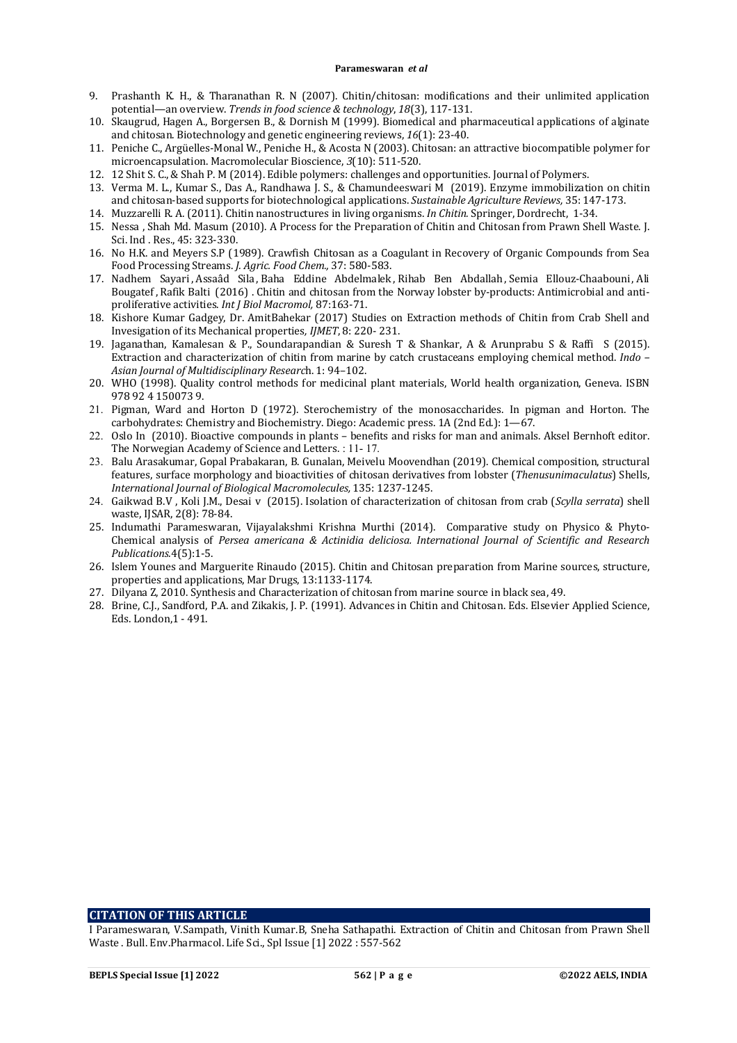9. Prashanth K. H., & Tharanathan R. N (2007). Chitin/chitosan: modifications and their unlimited application potential—an overview. *Trends in food science & technology*, *18*(3), 117-131.
10. Skaugrud, Hagen A., Borgersen B., & Dornish M (1999). Biomedical and pharmaceutical applications of alginate and chitosan. Biotechnology and genetic engineering reviews, *16*(1): 23-40.
11. Peniche C., Argüelles-Monal W., Peniche H., & Acosta N (2003). Chitosan: an attractive biocompatible polymer for microencapsulation. Macromolecular Bioscience, *3*(10): 511-520.
12. 12 Shit S. C., & Shah P. M (2014). Edible polymers: challenges and opportunities. Journal of Polymers.
13. Verma M. L., Kumar S., Das A., Randhawa J. S., & Chamundeeswari M (2019). Enzyme immobilization on chitin and chitosan-based supports for biotechnological applications. *Sustainable Agriculture Reviews,* 35: 147-173.
14. Muzzarelli R. A. (2011). Chitin nanostructures in living organisms. *In Chitin.* Springer, Dordrecht, 1-34.
15. Nessa , Shah Md. Masum (2010). A Process for the Preparation of Chitin and Chitosan from Prawn Shell Waste. J. Sci. Ind . Res., 45: 323-330.
16. No H.K. and Meyers S.P (1989). Crawfish Chitosan as a Coagulant in Recovery of Organic Compounds from Sea Food Processing Streams. *J. Agric. Food Chem.,* 37: 580-583.
17. Nadhem Sayari , Assaâd Sila , Baha Eddine Abdelmalek , Rihab Ben Abdallah , Semia Ellouz-Chaabouni , Ali Bougatef , Rafik Balti (2016) . Chitin and chitosan from the Norway lobster by-products: Antimicrobial and anti-proliferative activities. *Int J Biol Macromol,* 87:163-71.
18. Kishore Kumar Gadgey, Dr. AmitBahekar (2017) Studies on Extraction methods of Chitin from Crab Shell and Invesigation of its Mechanical properties, *IJMET*, 8: 220- 231.
19. Jaganathan, Kamalesan & P., Soundarapandian & Suresh T & Shankar, A & Arunprabu S & Raffi S (2015). Extraction and characterization of chitin from marine by catch crustaceans employing chemical method. *Indo – Asian Journal of Multidisciplinary Researc*h. 1: 94–102.
20. WHO (1998). Quality control methods for medicinal plant materials, World health organization, Geneva. ISBN 978 92 4 150073 9.
21. Pigman, Ward and Horton D (1972). Sterochemistry of the monosaccharides. In pigman and Horton. The carbohydrates: Chemistry and Biochemistry. Diego: Academic press. 1A (2nd Ed.): 1—67.
22. Oslo In (2010). Bioactive compounds in plants – benefits and risks for man and animals. Aksel Bernhoft editor. The Norwegian Academy of Science and Letters. : 11- 17.
23. Balu Arasakumar, Gopal Prabakaran, B. Gunalan, Meivelu Moovendhan (2019). Chemical composition, structural features, surface morphology and bioactivities of chitosan derivatives from lobster (*Thenusunimaculatus*) Shells, *International Journal of Biological Macromolecules,* 135: 1237-1245.
24. Gaikwad B.V , Koli J.M., Desai v (2015). Isolation of characterization of chitosan from crab (*Scylla serrata*) shell waste, IJSAR, 2(8): 78-84.
25. Indumathi Parameswaran, Vijayalakshmi Krishna Murthi (2014). Comparative study on Physico & Phyto-Chemical analysis of *Persea americana & Actinidia deliciosa. International Journal of Scientific and Research Publications.*4(5):1-5.
26. Islem Younes and Marguerite Rinaudo (2015). Chitin and Chitosan preparation from Marine sources, structure, properties and applications, Mar Drugs, 13:1133-1174.
27. Dilyana Z, 2010. Synthesis and Characterization of chitosan from marine source in black sea, 49.
28. Brine, C.J., Sandford, P.A. and Zikakis, J. P. (1991). Advances in Chitin and Chitosan. Eds. Elsevier Applied Science, Eds. London,1 - 491.

## CITATION OF THIS ARTICLE

I Parameswaran, V.Sampath, Vinith Kumar.B, Sneha Sathapathi. Extraction of Chitin and Chitosan from Prawn Shell Waste . Bull. Env.Pharmacol. Life Sci., Spl Issue [1] 2022 : 557-562